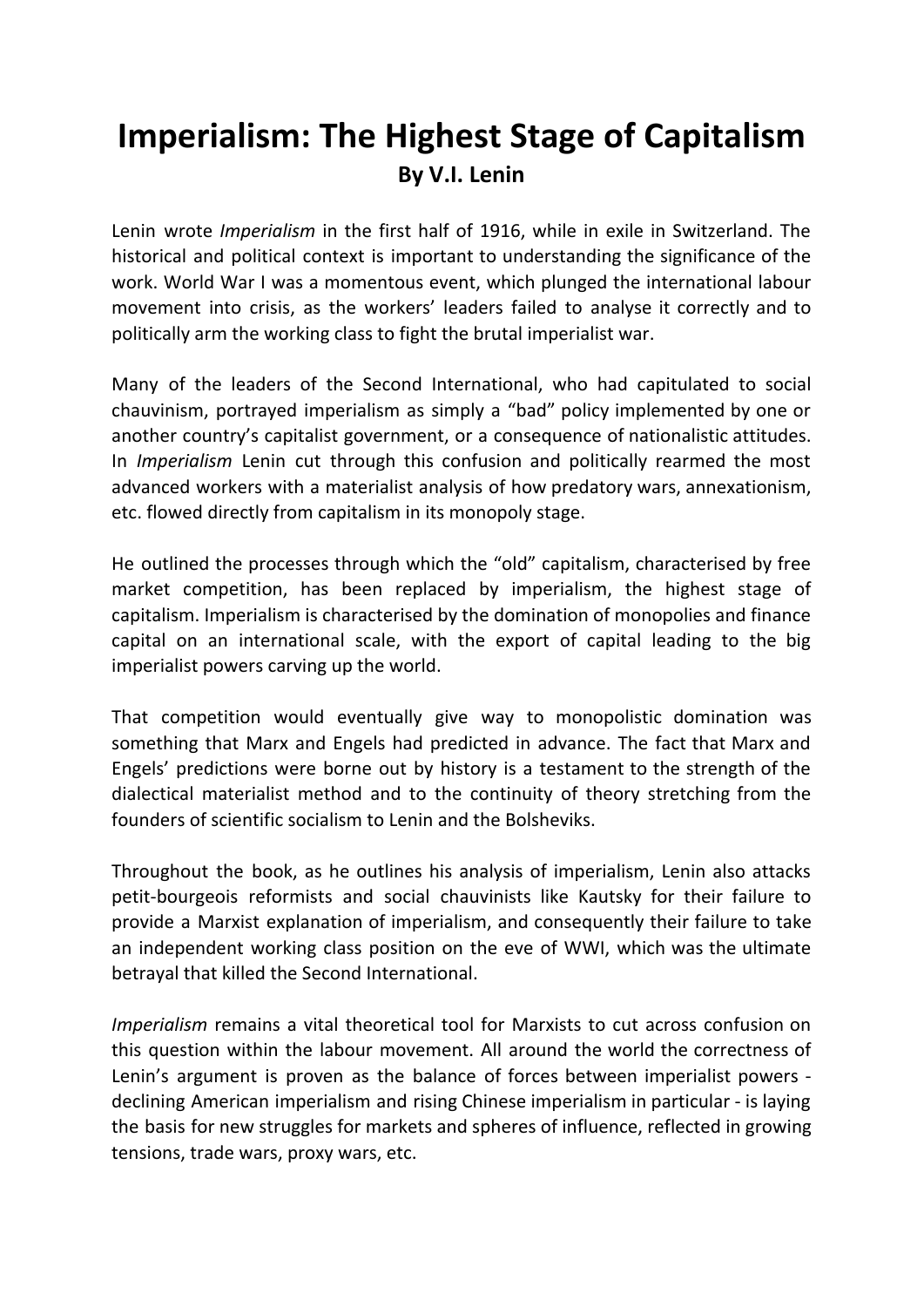# Imperialism: The Highest Stage of Capitalism

**By V.I. Lenin**

Lenin wrote *Imperialism* in the first half of 1916, while in exile in Switzerland. The historical and political context is important to understanding the significance of the work. World War I was a momentous event, which plunged the international labour movement into crisis, as the workers' leaders failed to analyse it correctly and to politically arm the working class to fight the brutal imperialist war.

Many of the leaders of the Second International, who had capitulated to social chauvinism, portrayed imperialism as simply a "bad" policy implemented by one or another country's capitalist government, or a consequence of nationalistic attitudes. In *Imperialism* Lenin cut through this confusion and politically rearmed the most advanced workers with a materialist analysis of how predatory wars, annexationism, etc. flowed directly from capitalism in its monopoly stage.

He outlined the processes through which the "old" capitalism, characterised by free market competition, has been replaced by imperialism, the highest stage of capitalism. Imperialism is characterised by the domination of monopolies and finance capital on an international scale, with the export of capital leading to the big imperialist powers carving up the world.

That competition would eventually give way to monopolistic domination was something that Marx and Engels had predicted in advance. The fact that Marx and Engels' predictions were borne out by history is a testament to the strength of the dialectical materialist method and to the continuity of theory stretching from the founders of scientific socialism to Lenin and the Bolsheviks.

Throughout the book, as he outlines his analysis of imperialism, Lenin also attacks petit-bourgeois reformists and social chauvinists like Kautsky for their failure to provide a Marxist explanation of imperialism, and consequently their failure to take an independent working class position on the eve of WWI, which was the ultimate betrayal that killed the Second International.

*Imperialism* remains a vital theoretical tool for Marxists to cut across confusion on this question within the labour movement. All around the world the correctness of Lenin's argument is proven as the balance of forces between imperialist powers - declining American imperialism and rising Chinese imperialism in particular - is laying the basis for new struggles for markets and spheres of influence, reflected in growing tensions, trade wars, proxy wars, etc.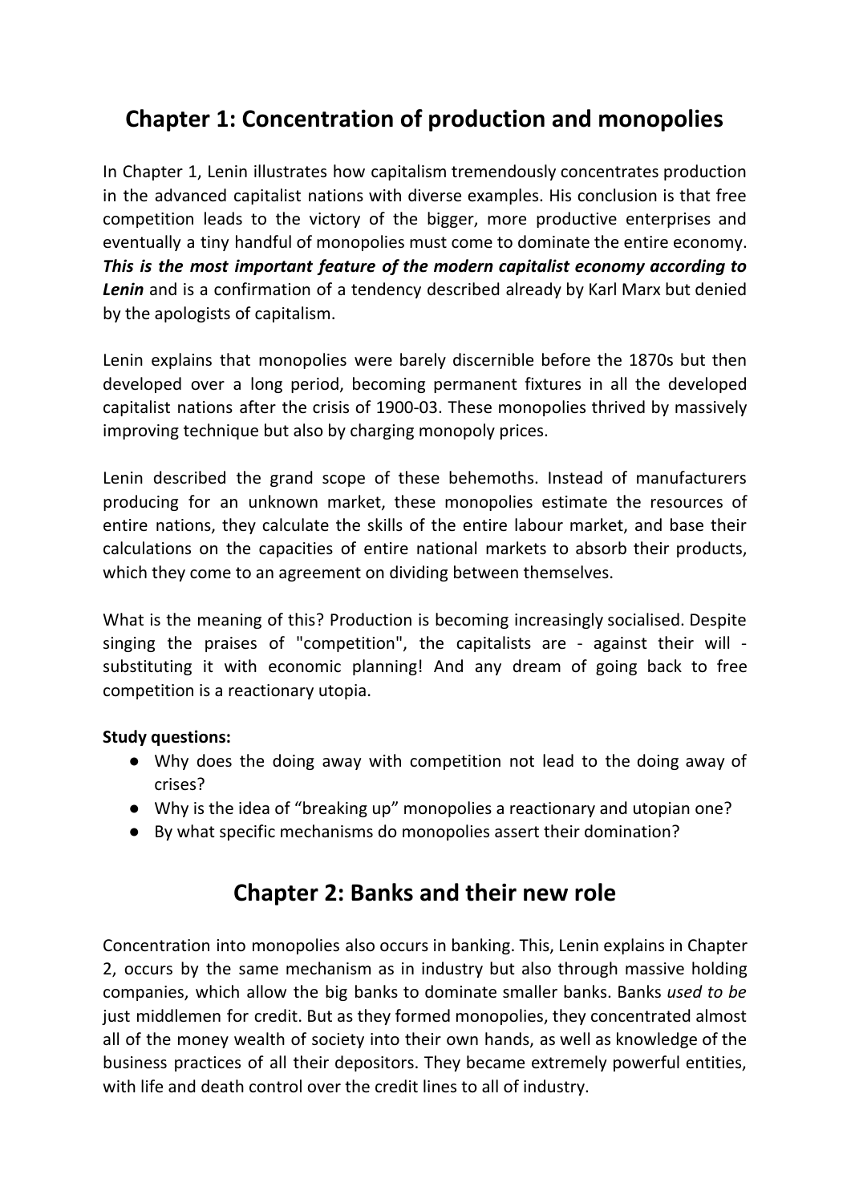## Chapter 1: Concentration of production and monopolies

In Chapter 1, Lenin illustrates how capitalism tremendously concentrates production in the advanced capitalist nations with diverse examples. His conclusion is that free competition leads to the victory of the bigger, more productive enterprises and eventually a tiny handful of monopolies must come to dominate the entire economy. ***This is the most important feature of the modern capitalist economy according to Lenin*** and is a confirmation of a tendency described already by Karl Marx but denied by the apologists of capitalism.

Lenin explains that monopolies were barely discernible before the 1870s but then developed over a long period, becoming permanent fixtures in all the developed capitalist nations after the crisis of 1900-03. These monopolies thrived by massively improving technique but also by charging monopoly prices.

Lenin described the grand scope of these behemoths. Instead of manufacturers producing for an unknown market, these monopolies estimate the resources of entire nations, they calculate the skills of the entire labour market, and base their calculations on the capacities of entire national markets to absorb their products, which they come to an agreement on dividing between themselves.

What is the meaning of this? Production is becoming increasingly socialised. Despite singing the praises of "competition", the capitalists are - against their will - substituting it with economic planning! And any dream of going back to free competition is a reactionary utopia.

**Study questions:**

- Why does the doing away with competition not lead to the doing away of crises?
- Why is the idea of "breaking up" monopolies a reactionary and utopian one?
- By what specific mechanisms do monopolies assert their domination?

## Chapter 2: Banks and their new role

Concentration into monopolies also occurs in banking. This, Lenin explains in Chapter 2, occurs by the same mechanism as in industry but also through massive holding companies, which allow the big banks to dominate smaller banks. Banks *used to be* just middlemen for credit. But as they formed monopolies, they concentrated almost all of the money wealth of society into their own hands, as well as knowledge of the business practices of all their depositors. They became extremely powerful entities, with life and death control over the credit lines to all of industry.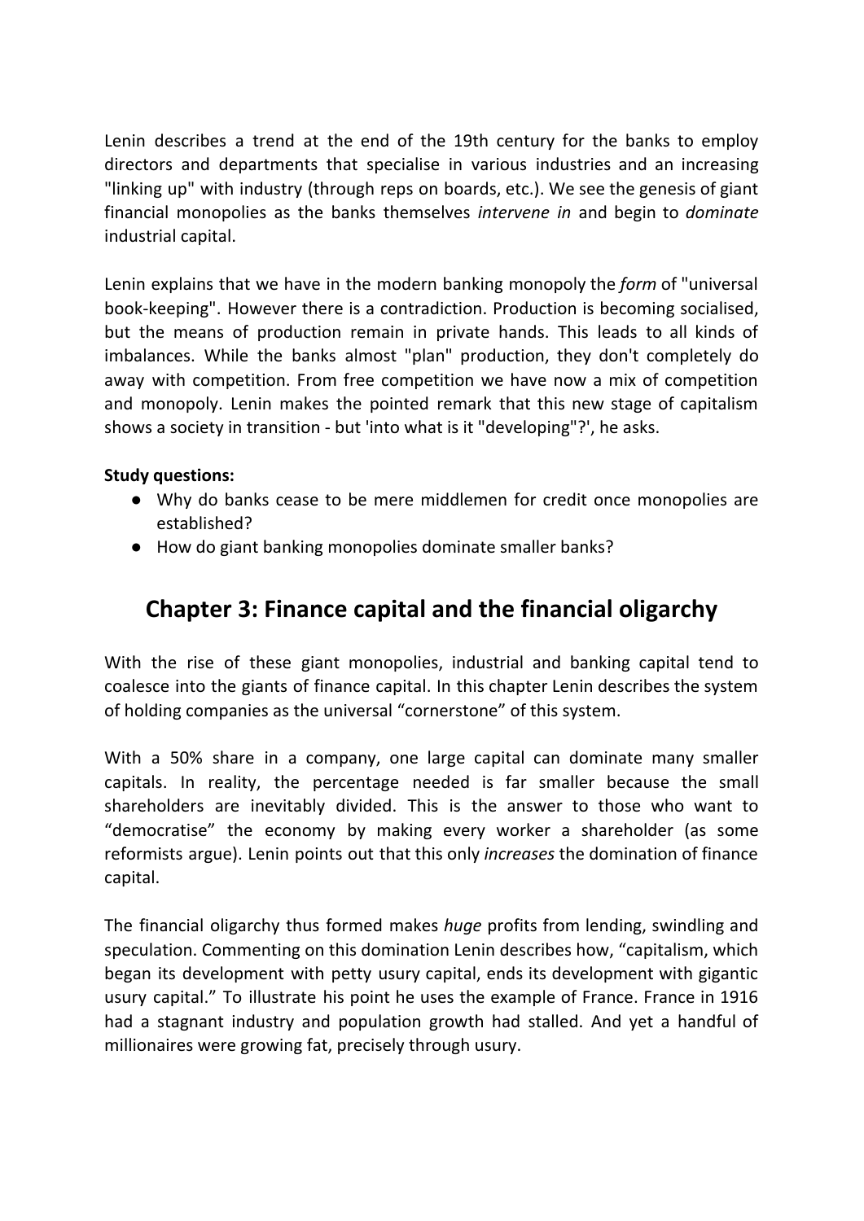Lenin describes a trend at the end of the 19th century for the banks to employ directors and departments that specialise in various industries and an increasing "linking up" with industry (through reps on boards, etc.). We see the genesis of giant financial monopolies as the banks themselves *intervene in* and begin to *dominate* industrial capital.

Lenin explains that we have in the modern banking monopoly the *form* of "universal book-keeping". However there is a contradiction. Production is becoming socialised, but the means of production remain in private hands. This leads to all kinds of imbalances. While the banks almost "plan" production, they don't completely do away with competition. From free competition we have now a mix of competition and monopoly. Lenin makes the pointed remark that this new stage of capitalism shows a society in transition - but 'into what is it "developing"?', he asks.

**Study questions:**

- Why do banks cease to be mere middlemen for credit once monopolies are established?
- How do giant banking monopolies dominate smaller banks?

## Chapter 3: Finance capital and the financial oligarchy

With the rise of these giant monopolies, industrial and banking capital tend to coalesce into the giants of finance capital. In this chapter Lenin describes the system of holding companies as the universal “cornerstone” of this system.

With a 50% share in a company, one large capital can dominate many smaller capitals. In reality, the percentage needed is far smaller because the small shareholders are inevitably divided. This is the answer to those who want to “democratise” the economy by making every worker a shareholder (as some reformists argue). Lenin points out that this only *increases* the domination of finance capital.

The financial oligarchy thus formed makes *huge* profits from lending, swindling and speculation. Commenting on this domination Lenin describes how, “capitalism, which began its development with petty usury capital, ends its development with gigantic usury capital.” To illustrate his point he uses the example of France. France in 1916 had a stagnant industry and population growth had stalled. And yet a handful of millionaires were growing fat, precisely through usury.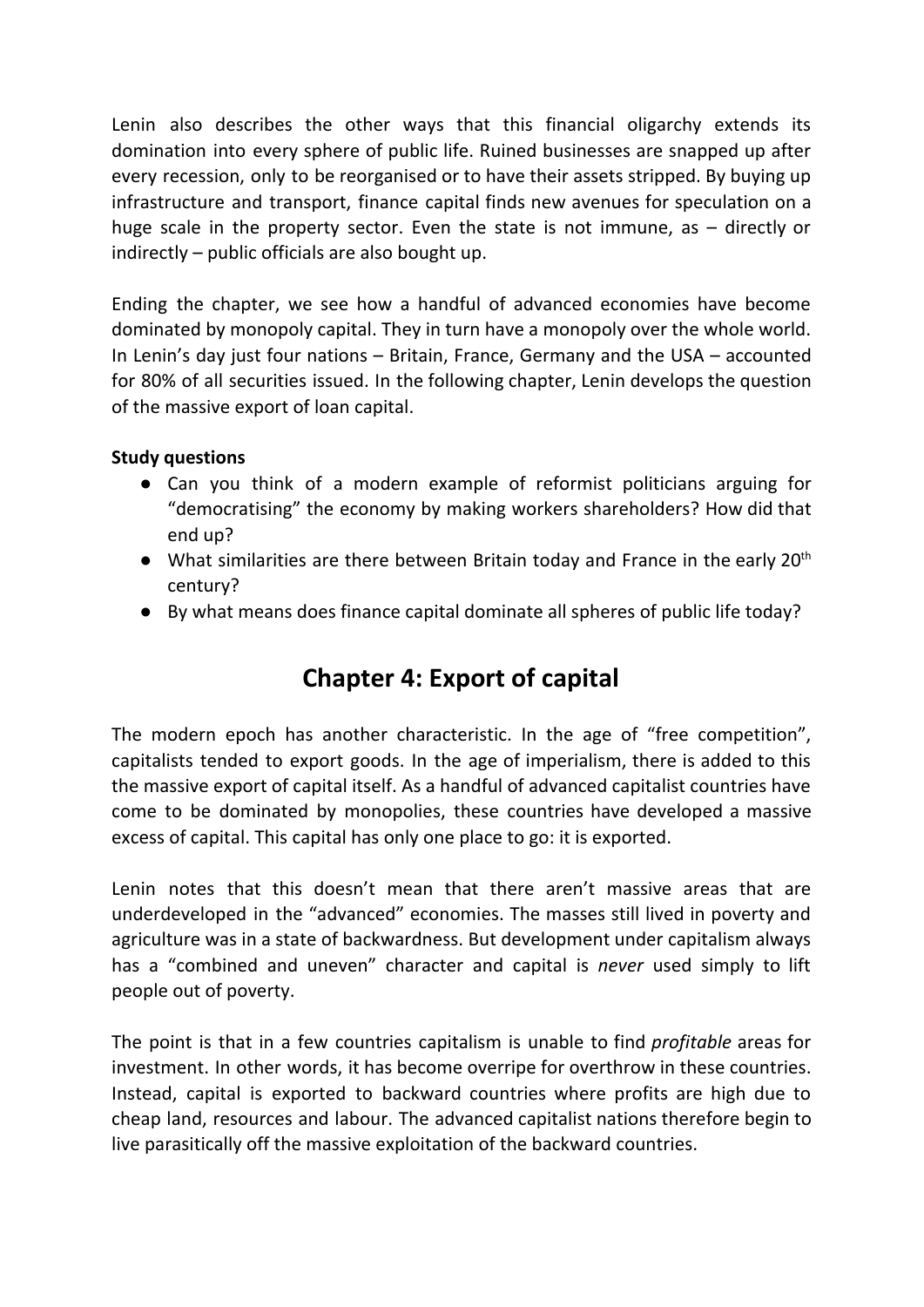Lenin also describes the other ways that this financial oligarchy extends its domination into every sphere of public life. Ruined businesses are snapped up after every recession, only to be reorganised or to have their assets stripped. By buying up infrastructure and transport, finance capital finds new avenues for speculation on a huge scale in the property sector. Even the state is not immune, as – directly or indirectly – public officials are also bought up.

Ending the chapter, we see how a handful of advanced economies have become dominated by monopoly capital. They in turn have a monopoly over the whole world. In Lenin's day just four nations – Britain, France, Germany and the USA – accounted for 80% of all securities issued. In the following chapter, Lenin develops the question of the massive export of loan capital.

**Study questions**

- Can you think of a modern example of reformist politicians arguing for "democratising" the economy by making workers shareholders? How did that end up?
- What similarities are there between Britain today and France in the early 20th century?
- By what means does finance capital dominate all spheres of public life today?

## Chapter 4: Export of capital

The modern epoch has another characteristic. In the age of "free competition", capitalists tended to export goods. In the age of imperialism, there is added to this the massive export of capital itself. As a handful of advanced capitalist countries have come to be dominated by monopolies, these countries have developed a massive excess of capital. This capital has only one place to go: it is exported.

Lenin notes that this doesn't mean that there aren't massive areas that are underdeveloped in the "advanced" economies. The masses still lived in poverty and agriculture was in a state of backwardness. But development under capitalism always has a "combined and uneven" character and capital is *never* used simply to lift people out of poverty.

The point is that in a few countries capitalism is unable to find *profitable* areas for investment. In other words, it has become overripe for overthrow in these countries. Instead, capital is exported to backward countries where profits are high due to cheap land, resources and labour. The advanced capitalist nations therefore begin to live parasitically off the massive exploitation of the backward countries.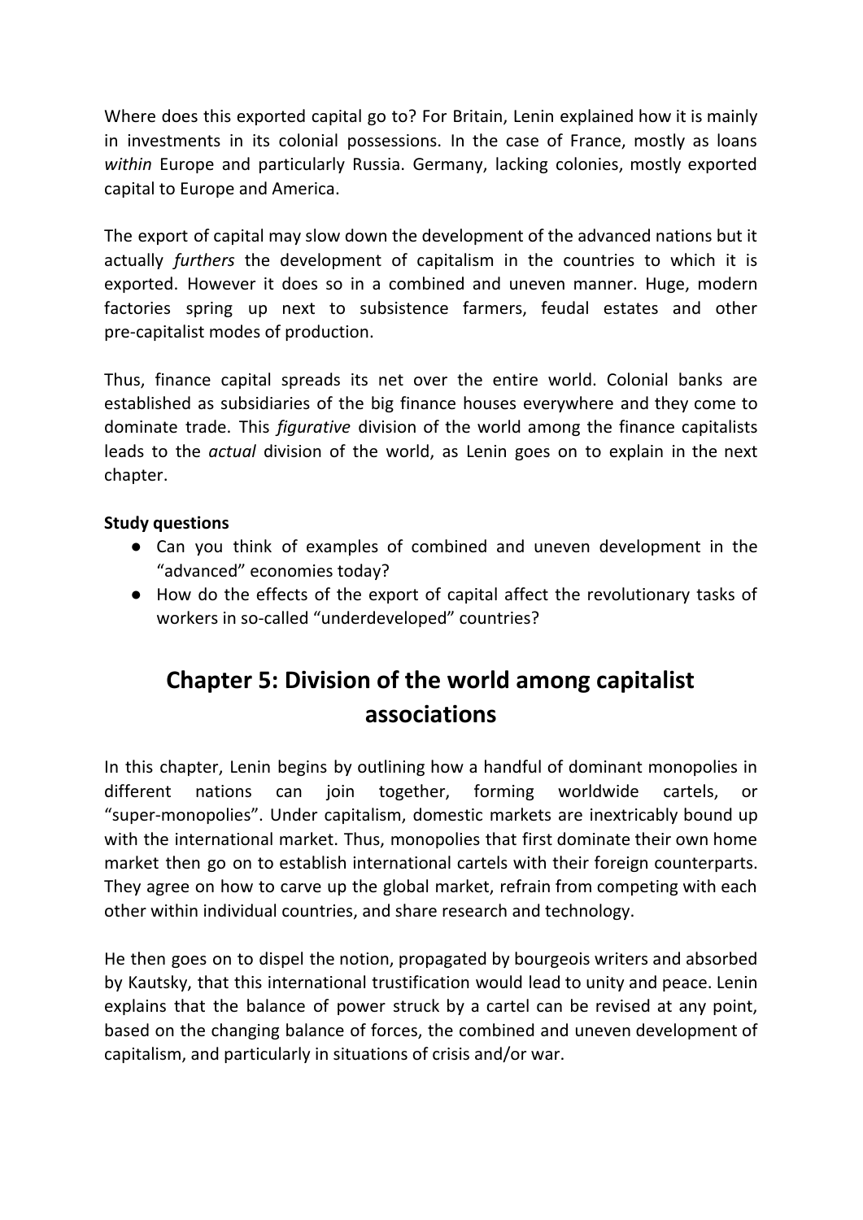Where does this exported capital go to? For Britain, Lenin explained how it is mainly in investments in its colonial possessions. In the case of France, mostly as loans *within* Europe and particularly Russia. Germany, lacking colonies, mostly exported capital to Europe and America.

The export of capital may slow down the development of the advanced nations but it actually *furthers* the development of capitalism in the countries to which it is exported. However it does so in a combined and uneven manner. Huge, modern factories spring up next to subsistence farmers, feudal estates and other pre-capitalist modes of production.

Thus, finance capital spreads its net over the entire world. Colonial banks are established as subsidiaries of the big finance houses everywhere and they come to dominate trade. This *figurative* division of the world among the finance capitalists leads to the *actual* division of the world, as Lenin goes on to explain in the next chapter.

**Study questions**

- Can you think of examples of combined and uneven development in the "advanced" economies today?
- How do the effects of the export of capital affect the revolutionary tasks of workers in so-called "underdeveloped" countries?

## Chapter 5: Division of the world among capitalist associations

In this chapter, Lenin begins by outlining how a handful of dominant monopolies in different nations can join together, forming worldwide cartels, or "super-monopolies". Under capitalism, domestic markets are inextricably bound up with the international market. Thus, monopolies that first dominate their own home market then go on to establish international cartels with their foreign counterparts. They agree on how to carve up the global market, refrain from competing with each other within individual countries, and share research and technology.

He then goes on to dispel the notion, propagated by bourgeois writers and absorbed by Kautsky, that this international trustification would lead to unity and peace. Lenin explains that the balance of power struck by a cartel can be revised at any point, based on the changing balance of forces, the combined and uneven development of capitalism, and particularly in situations of crisis and/or war.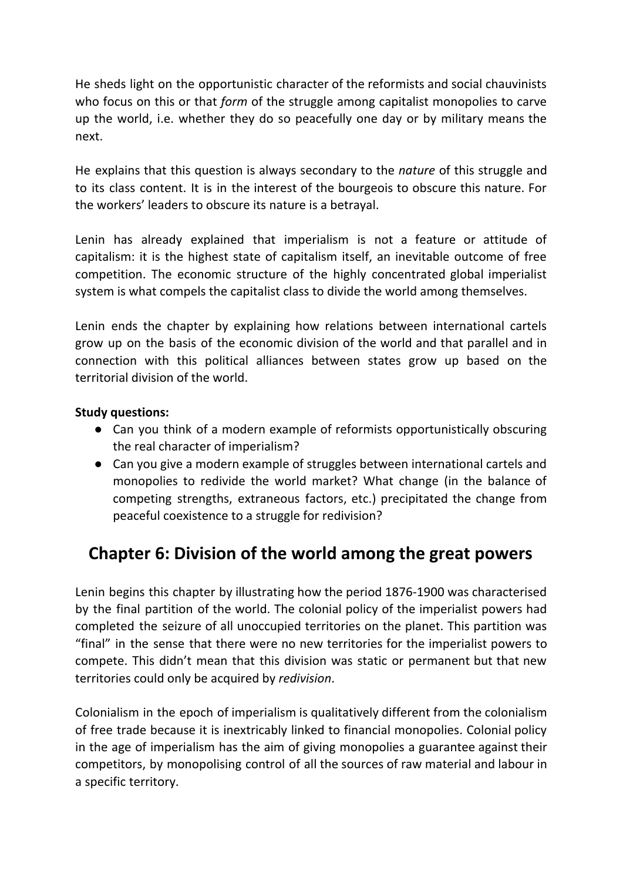He sheds light on the opportunistic character of the reformists and social chauvinists who focus on this or that *form* of the struggle among capitalist monopolies to carve up the world, i.e. whether they do so peacefully one day or by military means the next.

He explains that this question is always secondary to the *nature* of this struggle and to its class content. It is in the interest of the bourgeois to obscure this nature. For the workers' leaders to obscure its nature is a betrayal.

Lenin has already explained that imperialism is not a feature or attitude of capitalism: it is the highest state of capitalism itself, an inevitable outcome of free competition. The economic structure of the highly concentrated global imperialist system is what compels the capitalist class to divide the world among themselves.

Lenin ends the chapter by explaining how relations between international cartels grow up on the basis of the economic division of the world and that parallel and in connection with this political alliances between states grow up based on the territorial division of the world.

**Study questions:**

- Can you think of a modern example of reformists opportunistically obscuring the real character of imperialism?
- Can you give a modern example of struggles between international cartels and monopolies to redivide the world market? What change (in the balance of competing strengths, extraneous factors, etc.) precipitated the change from peaceful coexistence to a struggle for redivision?

## Chapter 6: Division of the world among the great powers

Lenin begins this chapter by illustrating how the period 1876-1900 was characterised by the final partition of the world. The colonial policy of the imperialist powers had completed the seizure of all unoccupied territories on the planet. This partition was "final" in the sense that there were no new territories for the imperialist powers to compete. This didn't mean that this division was static or permanent but that new territories could only be acquired by *redivision*.

Colonialism in the epoch of imperialism is qualitatively different from the colonialism of free trade because it is inextricably linked to financial monopolies. Colonial policy in the age of imperialism has the aim of giving monopolies a guarantee against their competitors, by monopolising control of all the sources of raw material and labour in a specific territory.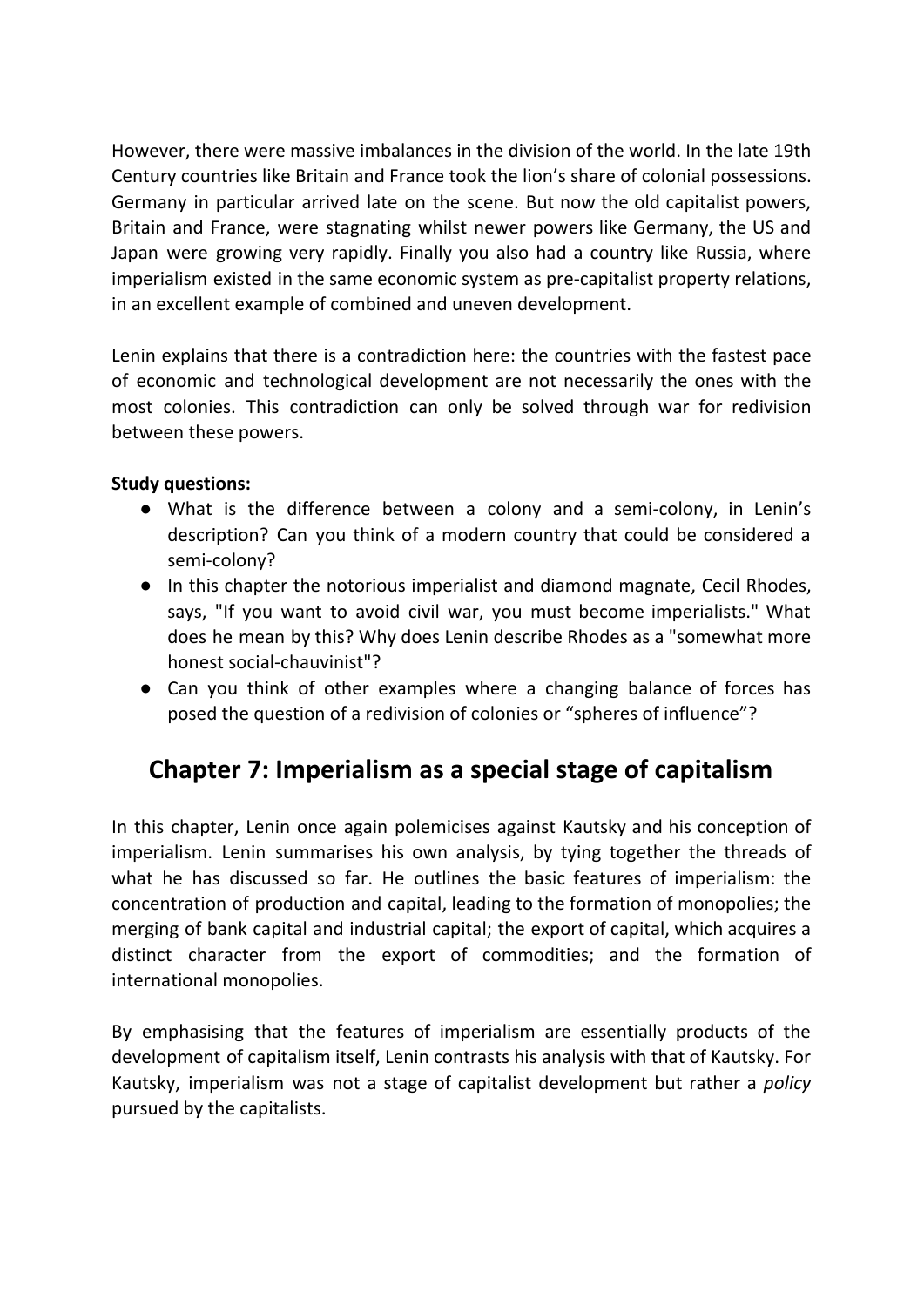However, there were massive imbalances in the division of the world. In the late 19th Century countries like Britain and France took the lion's share of colonial possessions. Germany in particular arrived late on the scene. But now the old capitalist powers, Britain and France, were stagnating whilst newer powers like Germany, the US and Japan were growing very rapidly. Finally you also had a country like Russia, where imperialism existed in the same economic system as pre-capitalist property relations, in an excellent example of combined and uneven development.

Lenin explains that there is a contradiction here: the countries with the fastest pace of economic and technological development are not necessarily the ones with the most colonies. This contradiction can only be solved through war for redivision between these powers.

**Study questions:**

- What is the difference between a colony and a semi-colony, in Lenin's description? Can you think of a modern country that could be considered a semi-colony?
- In this chapter the notorious imperialist and diamond magnate, Cecil Rhodes, says, "If you want to avoid civil war, you must become imperialists." What does he mean by this? Why does Lenin describe Rhodes as a "somewhat more honest social-chauvinist"?
- Can you think of other examples where a changing balance of forces has posed the question of a redivision of colonies or "spheres of influence"?

## Chapter 7: Imperialism as a special stage of capitalism

In this chapter, Lenin once again polemicises against Kautsky and his conception of imperialism. Lenin summarises his own analysis, by tying together the threads of what he has discussed so far. He outlines the basic features of imperialism: the concentration of production and capital, leading to the formation of monopolies; the merging of bank capital and industrial capital; the export of capital, which acquires a distinct character from the export of commodities; and the formation of international monopolies.

By emphasising that the features of imperialism are essentially products of the development of capitalism itself, Lenin contrasts his analysis with that of Kautsky. For Kautsky, imperialism was not a stage of capitalist development but rather a *policy* pursued by the capitalists.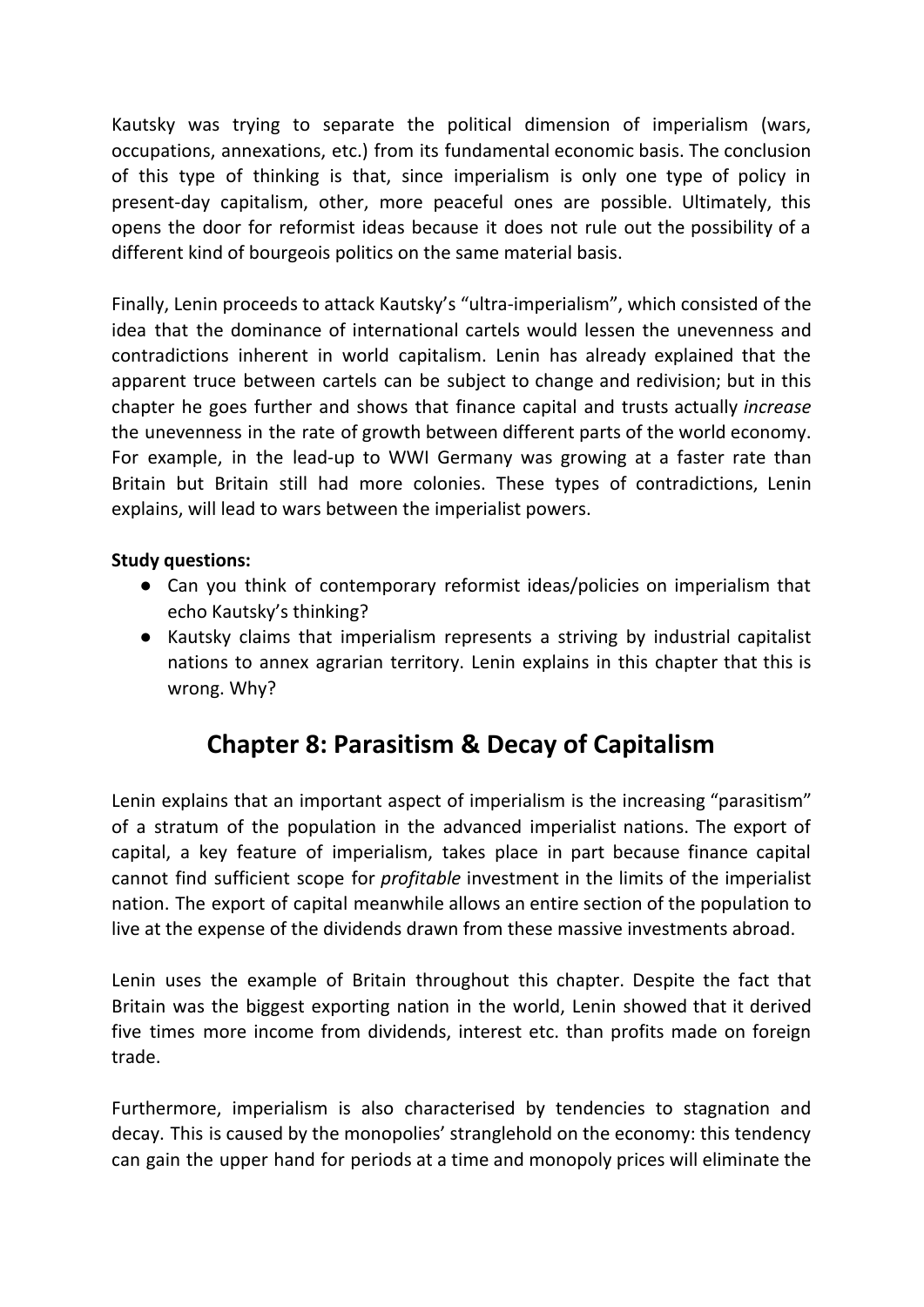Kautsky was trying to separate the political dimension of imperialism (wars, occupations, annexations, etc.) from its fundamental economic basis. The conclusion of this type of thinking is that, since imperialism is only one type of policy in present-day capitalism, other, more peaceful ones are possible. Ultimately, this opens the door for reformist ideas because it does not rule out the possibility of a different kind of bourgeois politics on the same material basis.

Finally, Lenin proceeds to attack Kautsky's "ultra-imperialism", which consisted of the idea that the dominance of international cartels would lessen the unevenness and contradictions inherent in world capitalism. Lenin has already explained that the apparent truce between cartels can be subject to change and redivision; but in this chapter he goes further and shows that finance capital and trusts actually *increase* the unevenness in the rate of growth between different parts of the world economy. For example, in the lead-up to WWI Germany was growing at a faster rate than Britain but Britain still had more colonies. These types of contradictions, Lenin explains, will lead to wars between the imperialist powers.

**Study questions:**

- Can you think of contemporary reformist ideas/policies on imperialism that echo Kautsky's thinking?
- Kautsky claims that imperialism represents a striving by industrial capitalist nations to annex agrarian territory. Lenin explains in this chapter that this is wrong. Why?

## Chapter 8: Parasitism & Decay of Capitalism

Lenin explains that an important aspect of imperialism is the increasing "parasitism" of a stratum of the population in the advanced imperialist nations. The export of capital, a key feature of imperialism, takes place in part because finance capital cannot find sufficient scope for *profitable* investment in the limits of the imperialist nation. The export of capital meanwhile allows an entire section of the population to live at the expense of the dividends drawn from these massive investments abroad.

Lenin uses the example of Britain throughout this chapter. Despite the fact that Britain was the biggest exporting nation in the world, Lenin showed that it derived five times more income from dividends, interest etc. than profits made on foreign trade.

Furthermore, imperialism is also characterised by tendencies to stagnation and decay. This is caused by the monopolies' stranglehold on the economy: this tendency can gain the upper hand for periods at a time and monopoly prices will eliminate the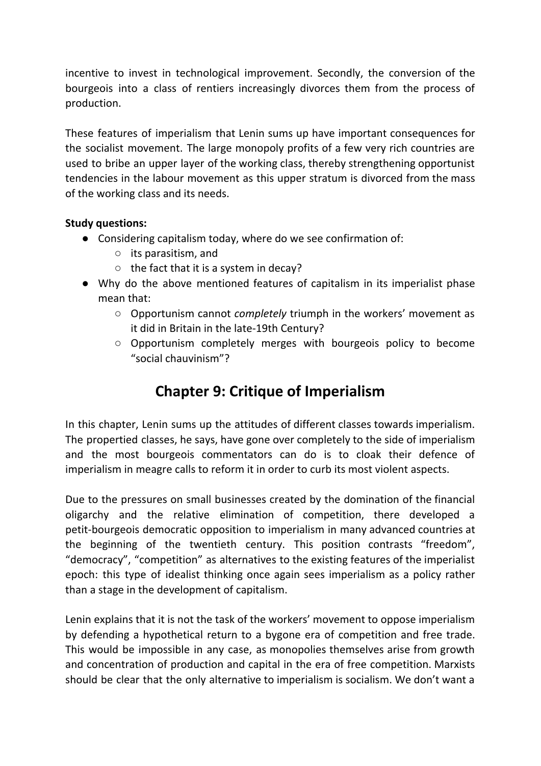incentive to invest in technological improvement. Secondly, the conversion of the bourgeois into a class of rentiers increasingly divorces them from the process of production.

These features of imperialism that Lenin sums up have important consequences for the socialist movement. The large monopoly profits of a few very rich countries are used to bribe an upper layer of the working class, thereby strengthening opportunist tendencies in the labour movement as this upper stratum is divorced from the mass of the working class and its needs.

**Study questions:**

- Considering capitalism today, where do we see confirmation of:
  - its parasitism, and
  - the fact that it is a system in decay?
- Why do the above mentioned features of capitalism in its imperialist phase mean that:
  - Opportunism cannot *completely* triumph in the workers' movement as it did in Britain in the late-19th Century?
  - Opportunism completely merges with bourgeois policy to become "social chauvinism"?

## Chapter 9: Critique of Imperialism

In this chapter, Lenin sums up the attitudes of different classes towards imperialism. The propertied classes, he says, have gone over completely to the side of imperialism and the most bourgeois commentators can do is to cloak their defence of imperialism in meagre calls to reform it in order to curb its most violent aspects.

Due to the pressures on small businesses created by the domination of the financial oligarchy and the relative elimination of competition, there developed a petit-bourgeois democratic opposition to imperialism in many advanced countries at the beginning of the twentieth century. This position contrasts "freedom", "democracy", "competition" as alternatives to the existing features of the imperialist epoch: this type of idealist thinking once again sees imperialism as a policy rather than a stage in the development of capitalism.

Lenin explains that it is not the task of the workers' movement to oppose imperialism by defending a hypothetical return to a bygone era of competition and free trade. This would be impossible in any case, as monopolies themselves arise from growth and concentration of production and capital in the era of free competition. Marxists should be clear that the only alternative to imperialism is socialism. We don't want a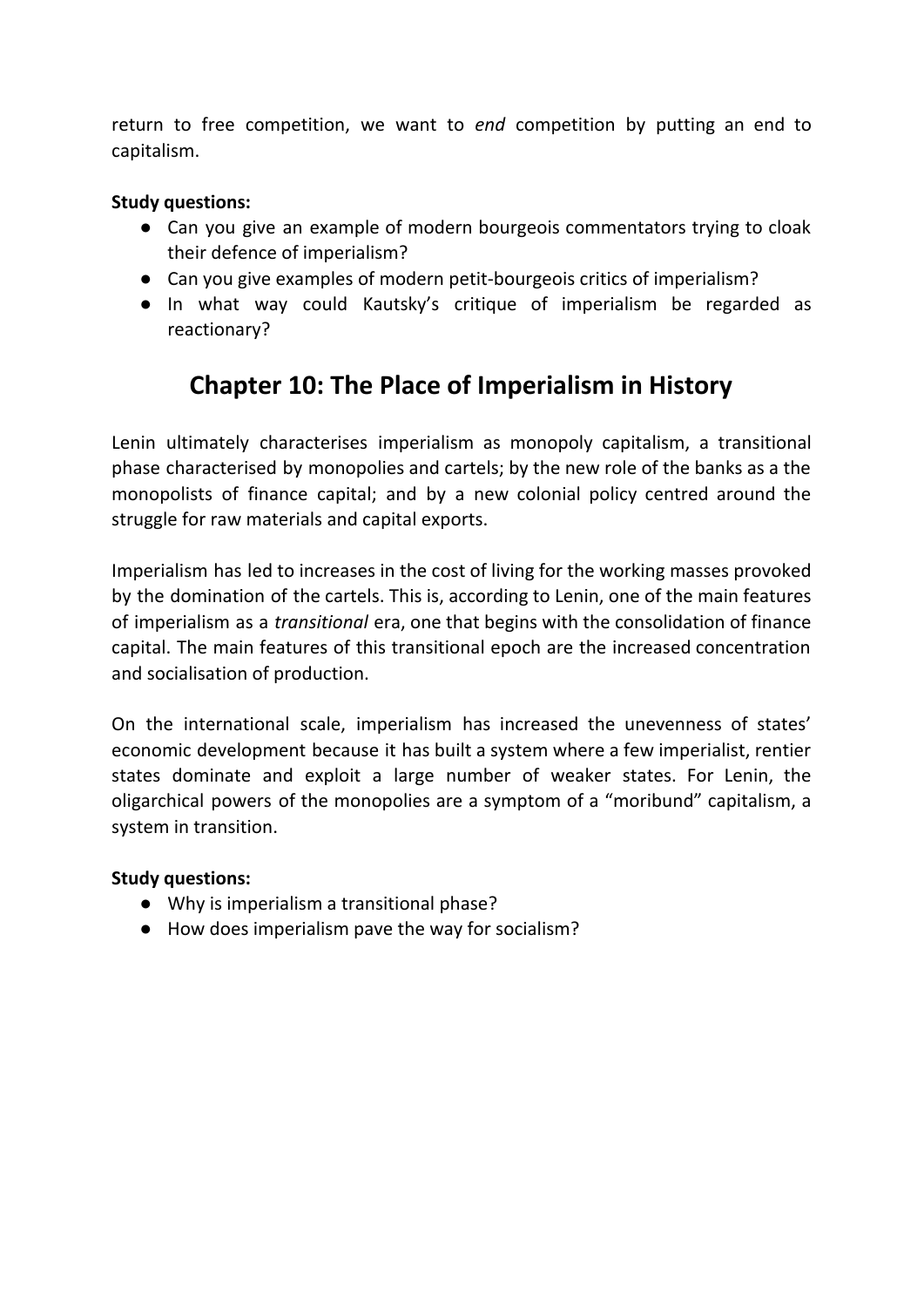return to free competition, we want to *end* competition by putting an end to capitalism.

**Study questions:**

- Can you give an example of modern bourgeois commentators trying to cloak their defence of imperialism?
- Can you give examples of modern petit-bourgeois critics of imperialism?
- In what way could Kautsky's critique of imperialism be regarded as reactionary?

## Chapter 10: The Place of Imperialism in History

Lenin ultimately characterises imperialism as monopoly capitalism, a transitional phase characterised by monopolies and cartels; by the new role of the banks as a the monopolists of finance capital; and by a new colonial policy centred around the struggle for raw materials and capital exports.

Imperialism has led to increases in the cost of living for the working masses provoked by the domination of the cartels. This is, according to Lenin, one of the main features of imperialism as a *transitional* era, one that begins with the consolidation of finance capital. The main features of this transitional epoch are the increased concentration and socialisation of production.

On the international scale, imperialism has increased the unevenness of states' economic development because it has built a system where a few imperialist, rentier states dominate and exploit a large number of weaker states. For Lenin, the oligarchical powers of the monopolies are a symptom of a "moribund" capitalism, a system in transition.

**Study questions:**

- Why is imperialism a transitional phase?
- How does imperialism pave the way for socialism?